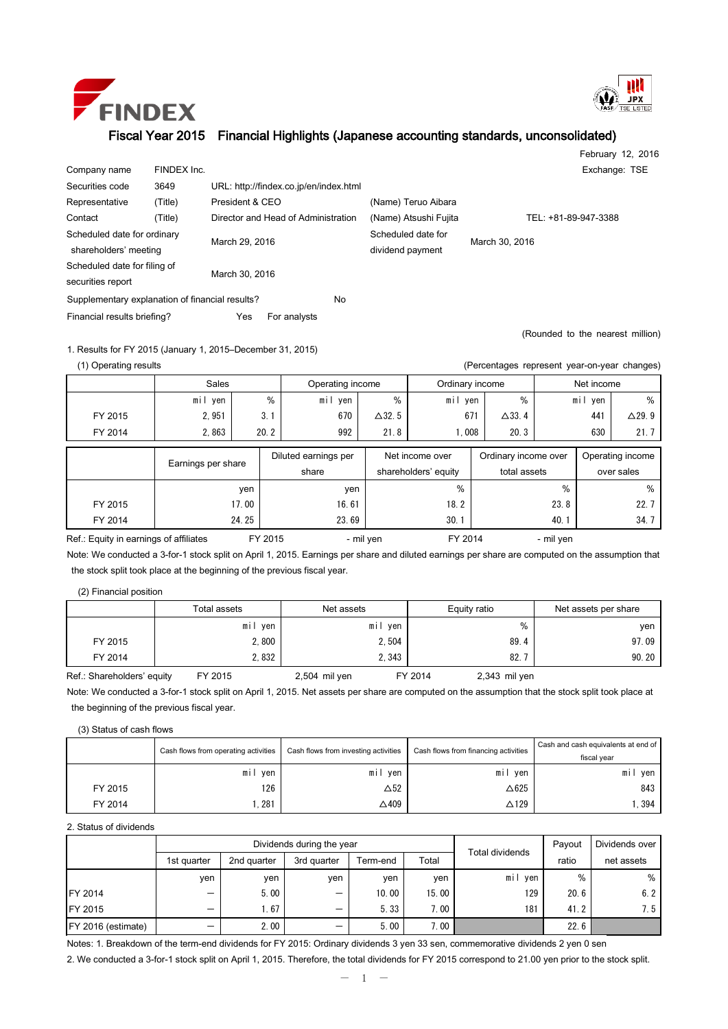FINDEX

# Fiscal Year 2015 Financial Highlights (Japanese accounting standards, unconsolidated)

February 12, 2016

| | | | | |
|---|---|---|---|---|
| Company name | FINDEX Inc. | | | Exchange: TSE |
| Securities code | 3649 | URL: http://findex.co.jp/en/index.html | | |
| Representative | (Title) | President & CEO | (Name) Teruo Aibara | |
| Contact | (Title) | Director and Head of Administration | (Name) Atsushi Fujita | TEL: +81-89-947-3388 |
| Scheduled date for ordinary shareholders' meeting | | March 29, 2016 | Scheduled date for dividend payment | March 30, 2016 |
| Scheduled date for filing of securities report | | March 30, 2016 | | |
| Supplementary explanation of financial results? | | No | | |
| Financial results briefing? | | Yes For analysts | | |

(Rounded to the nearest million)

1. Results for FY 2015 (January 1, 2015–December 31, 2015)

(1) Operating results

(Percentages represent year-on-year changes)

| | Sales | | Operating income | | Ordinary income | | Net income | |
|---|---|---|---|---|---|---|---|---|
| | mil yen | % | mil yen | % | mil yen | % | mil yen | % |
| FY 2015 | 2,951 | 3.1 | 670 | △32.5 | 671 | △33.4 | 441 | △29.9 |
| FY 2014 | 2,863 | 20.2 | 992 | 21.8 | 1,008 | 20.3 | 630 | 21.7 |

| | Earnings per share | Diluted earnings per share | Net income over shareholders' equity | Ordinary income over total assets | Operating income over sales |
|---|---|---|---|---|---|
| | yen | yen | % | % | % |
| FY 2015 | 17.00 | 16.61 | 18.2 | 23.8 | 22.7 |
| FY 2014 | 24.25 | 23.69 | 30.1 | 40.1 | 34.7 |

Ref.: Equity in earnings of affiliates FY 2015 - mil yen FY 2014 - mil yen

Note: We conducted a 3-for-1 stock split on April 1, 2015. Earnings per share and diluted earnings per share are computed on the assumption that the stock split took place at the beginning of the previous fiscal year.

(2) Financial position

| | Total assets | Net assets | Equity ratio | Net assets per share |
|---|---|---|---|---|
| | mil yen | mil yen | % | yen |
| FY 2015 | 2,800 | 2,504 | 89.4 | 97.09 |
| FY 2014 | 2,832 | 2,343 | 82.7 | 90.20 |

Ref.: Shareholders' equity FY 2015 2,504 mil yen FY 2014 2,343 mil yen

Note: We conducted a 3-for-1 stock split on April 1, 2015. Net assets per share are computed on the assumption that the stock split took place at the beginning of the previous fiscal year.

(3) Status of cash flows

| | Cash flows from operating activities | Cash flows from investing activities | Cash flows from financing activities | Cash and cash equivalents at end of fiscal year |
|---|---|---|---|---|
| | mil yen | mil yen | mil yen | mil yen |
| FY 2015 | 126 | △52 | △625 | 843 |
| FY 2014 | 1,281 | △409 | △129 | 1,394 |

2. Status of dividends

| | Dividends during the year | | | | | Total dividends | Payout ratio | Dividends over net assets |
|---|---|---|---|---|---|---|---|---|
| | 1st quarter | 2nd quarter | 3rd quarter | Term-end | Total | | | |
| | yen | yen | yen | yen | yen | mil yen | % | % |
| FY 2014 | – | 5.00 | – | 10.00 | 15.00 | 129 | 20.6 | 6.2 |
| FY 2015 | – | 1.67 | – | 5.33 | 7.00 | 181 | 41.2 | 7.5 |
| FY 2016 (estimate) | – | 2.00 | – | 5.00 | 7.00 | | 22.6 | |

Notes: 1. Breakdown of the term-end dividends for FY 2015: Ordinary dividends 3 yen 33 sen, commemorative dividends 2 yen 0 sen

2. We conducted a 3-for-1 stock split on April 1, 2015. Therefore, the total dividends for FY 2015 correspond to 21.00 yen prior to the stock split.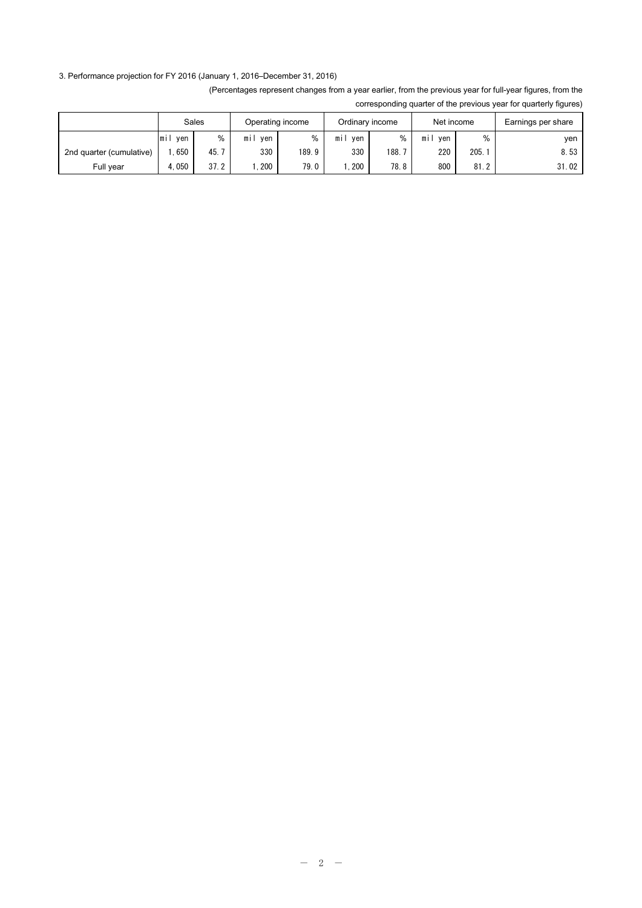3. Performance projection for FY 2016 (January 1, 2016–December 31, 2016)

(Percentages represent changes from a year earlier, from the previous year for full-year figures, from the corresponding quarter of the previous year for quarterly figures)

| | Sales | | Operating income | | Ordinary income | | Net income | | Earnings per share |
|---|---|---|---|---|---|---|---|---|---|
| | mil yen | % | mil yen | % | mil yen | % | mil yen | % | yen |
| 2nd quarter (cumulative) | 1,650 | 45.7 | 330 | 189.9 | 330 | 188.7 | 220 | 205.1 | 8.53 |
| Full year | 4,050 | 37.2 | 1,200 | 79.0 | 1,200 | 78.8 | 800 | 81.2 | 31.02 |